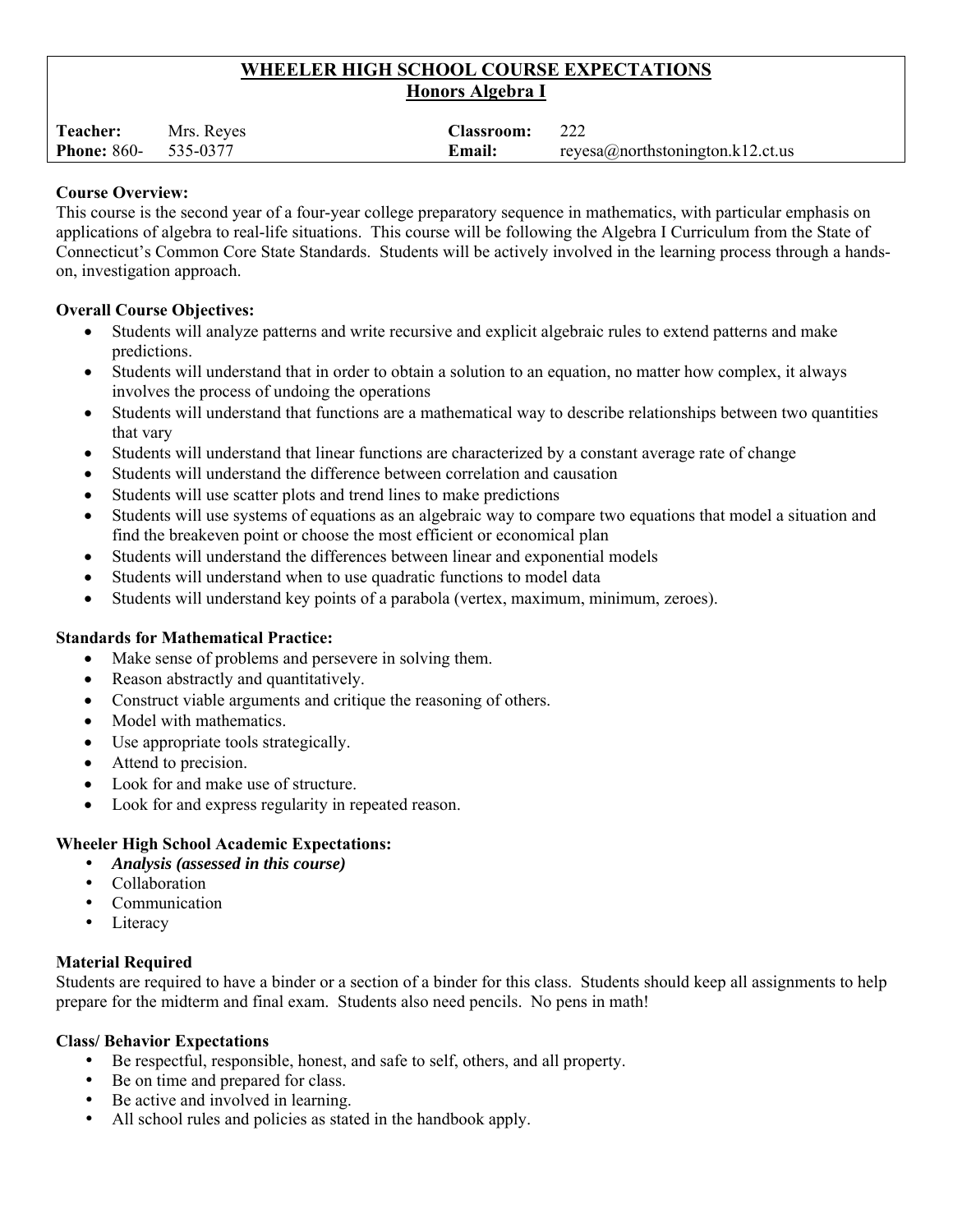# WHEELER HIGH SCHOOL COURSE EXPECTATIONS
## Honors Algebra I

| | | | |
|---|---|---|---|
| **Teacher:** | Mrs. Reyes | **Classroom:** | 222 |
| **Phone:** 860- | 535-0377 | **Email:** | reyesa@northstonington.k12.ct.us |

**Course Overview:**
This course is the second year of a four-year college preparatory sequence in mathematics, with particular emphasis on applications of algebra to real-life situations. This course will be following the Algebra I Curriculum from the State of Connecticut's Common Core State Standards. Students will be actively involved in the learning process through a hands-on, investigation approach.

**Overall Course Objectives:**

- Students will analyze patterns and write recursive and explicit algebraic rules to extend patterns and make predictions.
- Students will understand that in order to obtain a solution to an equation, no matter how complex, it always involves the process of undoing the operations
- Students will understand that functions are a mathematical way to describe relationships between two quantities that vary
- Students will understand that linear functions are characterized by a constant average rate of change
- Students will understand the difference between correlation and causation
- Students will use scatter plots and trend lines to make predictions
- Students will use systems of equations as an algebraic way to compare two equations that model a situation and find the breakeven point or choose the most efficient or economical plan
- Students will understand the differences between linear and exponential models
- Students will understand when to use quadratic functions to model data
- Students will understand key points of a parabola (vertex, maximum, minimum, zeroes).

**Standards for Mathematical Practice:**

- Make sense of problems and persevere in solving them.
- Reason abstractly and quantitatively.
- Construct viable arguments and critique the reasoning of others.
- Model with mathematics.
- Use appropriate tools strategically.
- Attend to precision.
- Look for and make use of structure.
- Look for and express regularity in repeated reason.

**Wheeler High School Academic Expectations:**

- ***Analysis (assessed in this course)***
- Collaboration
- Communication
- Literacy

**Material Required**
Students are required to have a binder or a section of a binder for this class. Students should keep all assignments to help prepare for the midterm and final exam. Students also need pencils. No pens in math!

**Class/ Behavior Expectations**

- Be respectful, responsible, honest, and safe to self, others, and all property.
- Be on time and prepared for class.
- Be active and involved in learning.
- All school rules and policies as stated in the handbook apply.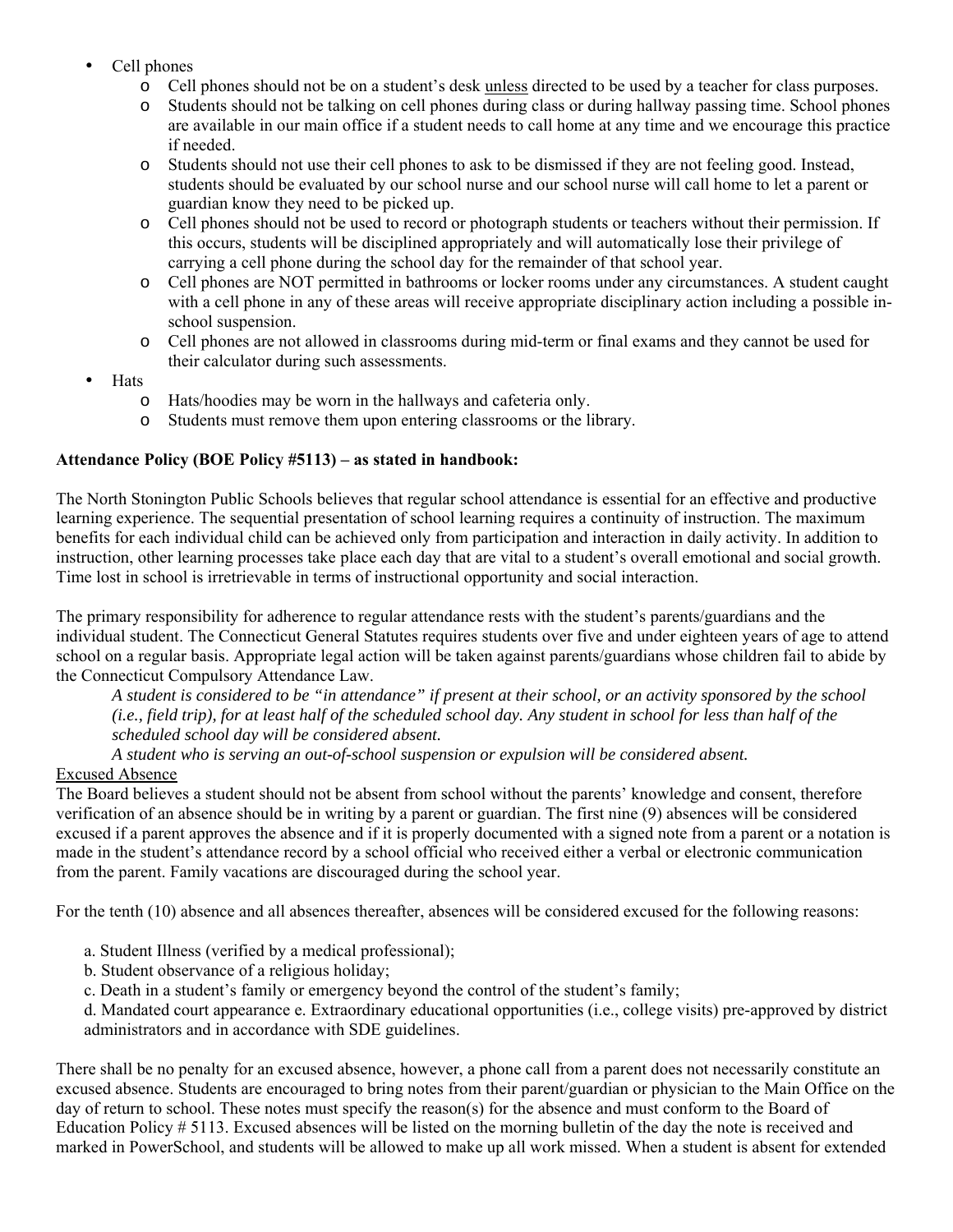- Cell phones
  - Cell phones should not be on a student's desk unless directed to be used by a teacher for class purposes.
  - Students should not be talking on cell phones during class or during hallway passing time. School phones are available in our main office if a student needs to call home at any time and we encourage this practice if needed.
  - Students should not use their cell phones to ask to be dismissed if they are not feeling good. Instead, students should be evaluated by our school nurse and our school nurse will call home to let a parent or guardian know they need to be picked up.
  - Cell phones should not be used to record or photograph students or teachers without their permission. If this occurs, students will be disciplined appropriately and will automatically lose their privilege of carrying a cell phone during the school day for the remainder of that school year.
  - Cell phones are NOT permitted in bathrooms or locker rooms under any circumstances. A student caught with a cell phone in any of these areas will receive appropriate disciplinary action including a possible in-school suspension.
  - Cell phones are not allowed in classrooms during mid-term or final exams and they cannot be used for their calculator during such assessments.
- Hats
  - Hats/hoodies may be worn in the hallways and cafeteria only.
  - Students must remove them upon entering classrooms or the library.

**Attendance Policy (BOE Policy #5113) – as stated in handbook:**

The North Stonington Public Schools believes that regular school attendance is essential for an effective and productive learning experience. The sequential presentation of school learning requires a continuity of instruction. The maximum benefits for each individual child can be achieved only from participation and interaction in daily activity. In addition to instruction, other learning processes take place each day that are vital to a student's overall emotional and social growth. Time lost in school is irretrievable in terms of instructional opportunity and social interaction.

The primary responsibility for adherence to regular attendance rests with the student's parents/guardians and the individual student. The Connecticut General Statutes requires students over five and under eighteen years of age to attend school on a regular basis. Appropriate legal action will be taken against parents/guardians whose children fail to abide by the Connecticut Compulsory Attendance Law.

*A student is considered to be "in attendance" if present at their school, or an activity sponsored by the school (i.e., field trip), for at least half of the scheduled school day. Any student in school for less than half of the scheduled school day will be considered absent.*

*A student who is serving an out-of-school suspension or expulsion will be considered absent.*

Excused Absence

The Board believes a student should not be absent from school without the parents' knowledge and consent, therefore verification of an absence should be in writing by a parent or guardian. The first nine (9) absences will be considered excused if a parent approves the absence and if it is properly documented with a signed note from a parent or a notation is made in the student's attendance record by a school official who received either a verbal or electronic communication from the parent. Family vacations are discouraged during the school year.

For the tenth (10) absence and all absences thereafter, absences will be considered excused for the following reasons:

a. Student Illness (verified by a medical professional);
b. Student observance of a religious holiday;
c. Death in a student's family or emergency beyond the control of the student's family;
d. Mandated court appearance e. Extraordinary educational opportunities (i.e., college visits) pre-approved by district administrators and in accordance with SDE guidelines.

There shall be no penalty for an excused absence, however, a phone call from a parent does not necessarily constitute an excused absence. Students are encouraged to bring notes from their parent/guardian or physician to the Main Office on the day of return to school. These notes must specify the reason(s) for the absence and must conform to the Board of Education Policy # 5113. Excused absences will be listed on the morning bulletin of the day the note is received and marked in PowerSchool, and students will be allowed to make up all work missed. When a student is absent for extended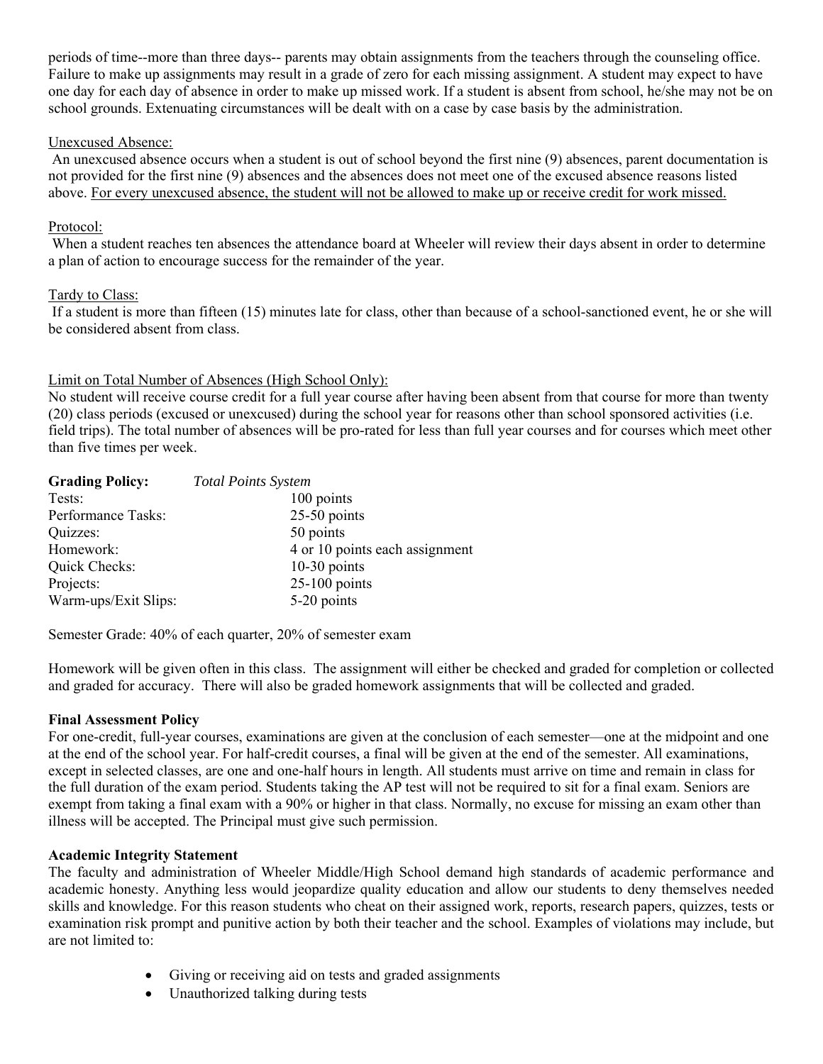periods of time--more than three days-- parents may obtain assignments from the teachers through the counseling office. Failure to make up assignments may result in a grade of zero for each missing assignment. A student may expect to have one day for each day of absence in order to make up missed work. If a student is absent from school, he/she may not be on school grounds. Extenuating circumstances will be dealt with on a case by case basis by the administration.

<u>Unexcused Absence:</u>

An unexcused absence occurs when a student is out of school beyond the first nine (9) absences, parent documentation is not provided for the first nine (9) absences and the absences does not meet one of the excused absence reasons listed above. <u>For every unexcused absence, the student will not be allowed to make up or receive credit for work missed.</u>

<u>Protocol:</u>

When a student reaches ten absences the attendance board at Wheeler will review their days absent in order to determine a plan of action to encourage success for the remainder of the year.

<u>Tardy to Class:</u>

If a student is more than fifteen (15) minutes late for class, other than because of a school-sanctioned event, he or she will be considered absent from class.

<u>Limit on Total Number of Absences (High School Only):</u>

No student will receive course credit for a full year course after having been absent from that course for more than twenty (20) class periods (excused or unexcused) during the school year for reasons other than school sponsored activities (i.e. field trips). The total number of absences will be pro-rated for less than full year courses and for courses which meet other than five times per week.

| **Grading Policy:** | *Total Points System* |
|---|---|
| Tests: | 100 points |
| Performance Tasks: | 25-50 points |
| Quizzes: | 50 points |
| Homework: | 4 or 10 points each assignment |
| Quick Checks: | 10-30 points |
| Projects: | 25-100 points |
| Warm-ups/Exit Slips: | 5-20 points |

Semester Grade: 40% of each quarter, 20% of semester exam

Homework will be given often in this class. The assignment will either be checked and graded for completion or collected and graded for accuracy. There will also be graded homework assignments that will be collected and graded.

**Final Assessment Policy**

For one-credit, full-year courses, examinations are given at the conclusion of each semester—one at the midpoint and one at the end of the school year. For half-credit courses, a final will be given at the end of the semester. All examinations, except in selected classes, are one and one-half hours in length. All students must arrive on time and remain in class for the full duration of the exam period. Students taking the AP test will not be required to sit for a final exam. Seniors are exempt from taking a final exam with a 90% or higher in that class. Normally, no excuse for missing an exam other than illness will be accepted. The Principal must give such permission.

**Academic Integrity Statement**

The faculty and administration of Wheeler Middle/High School demand high standards of academic performance and academic honesty. Anything less would jeopardize quality education and allow our students to deny themselves needed skills and knowledge. For this reason students who cheat on their assigned work, reports, research papers, quizzes, tests or examination risk prompt and punitive action by both their teacher and the school. Examples of violations may include, but are not limited to:

- Giving or receiving aid on tests and graded assignments
- Unauthorized talking during tests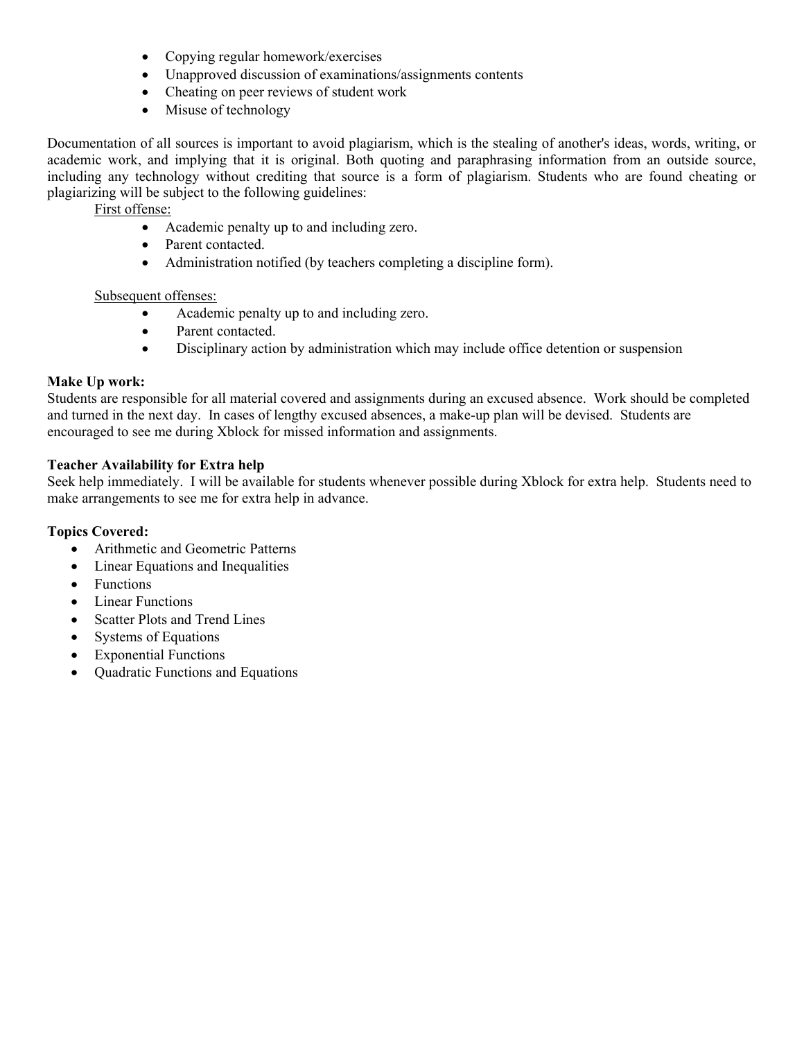- Copying regular homework/exercises
- Unapproved discussion of examinations/assignments contents
- Cheating on peer reviews of student work
- Misuse of technology

Documentation of all sources is important to avoid plagiarism, which is the stealing of another's ideas, words, writing, or academic work, and implying that it is original. Both quoting and paraphrasing information from an outside source, including any technology without crediting that source is a form of plagiarism. Students who are found cheating or plagiarizing will be subject to the following guidelines:

First offense:

- Academic penalty up to and including zero.
- Parent contacted.
- Administration notified (by teachers completing a discipline form).

Subsequent offenses:

- Academic penalty up to and including zero.
- Parent contacted.
- Disciplinary action by administration which may include office detention or suspension

**Make Up work:**

Students are responsible for all material covered and assignments during an excused absence. Work should be completed and turned in the next day. In cases of lengthy excused absences, a make-up plan will be devised. Students are encouraged to see me during Xblock for missed information and assignments.

**Teacher Availability for Extra help**

Seek help immediately. I will be available for students whenever possible during Xblock for extra help. Students need to make arrangements to see me for extra help in advance.

**Topics Covered:**

- Arithmetic and Geometric Patterns
- Linear Equations and Inequalities
- Functions
- Linear Functions
- Scatter Plots and Trend Lines
- Systems of Equations
- Exponential Functions
- Quadratic Functions and Equations